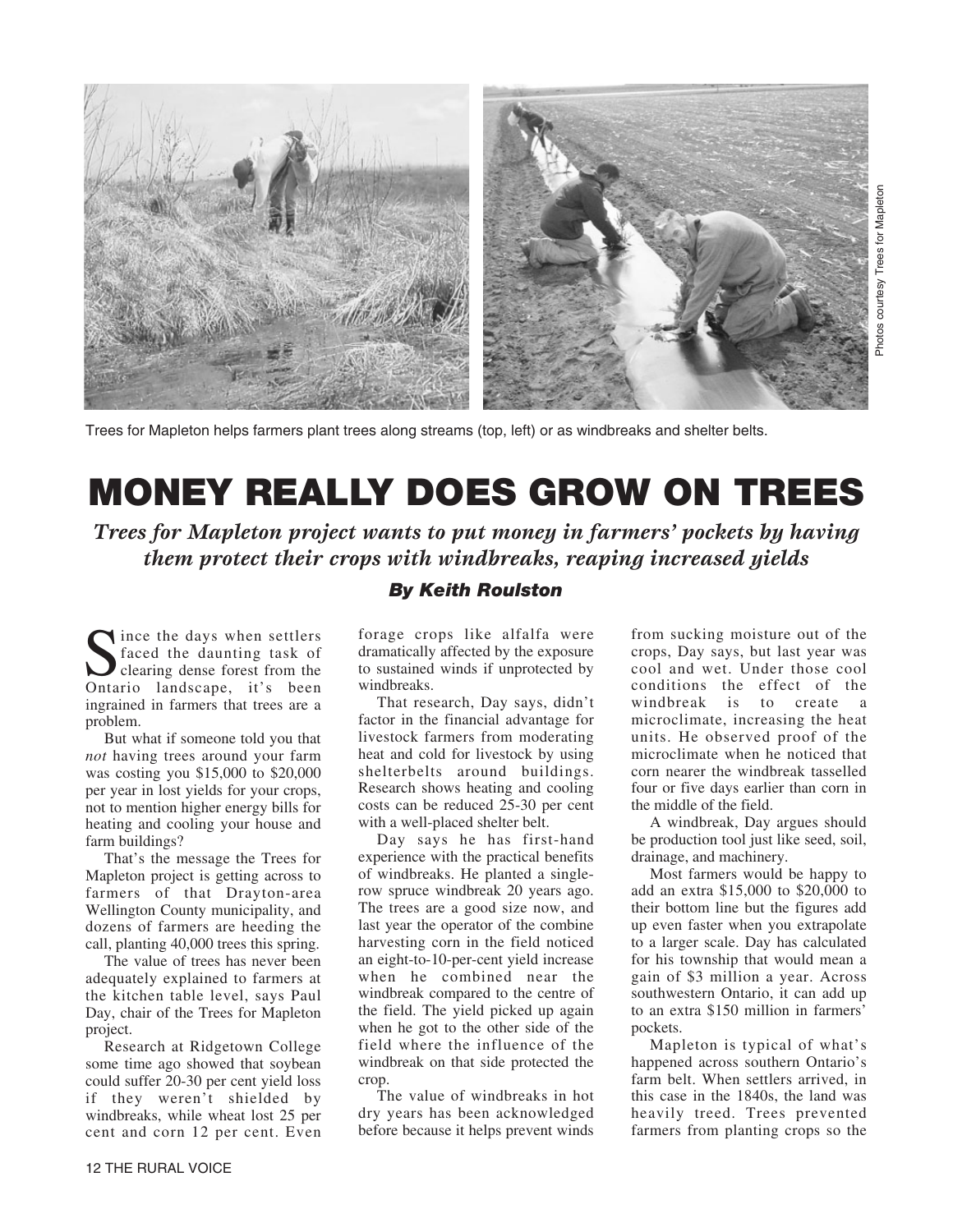Trees for Mapleton helps farmers plant trees along streams (top, left) or as windbreaks and shelter belts.

Photos courtesy Trees for Mapleton

# MONEY REALLY DOES GROW ON TREES

***Trees for Mapleton project wants to put money in farmers' pockets by having them protect their crops with windbreaks, reaping increased yields***

***By Keith Roulston***

Since the days when settlers faced the daunting task of clearing dense forest from the Ontario landscape, it's been ingrained in farmers that trees are a problem.

But what if someone told you that *not* having trees around your farm was costing you $15,000 to $20,000 per year in lost yields for your crops, not to mention higher energy bills for heating and cooling your house and farm buildings?

That's the message the Trees for Mapleton project is getting across to farmers of that Drayton-area Wellington County municipality, and dozens of farmers are heeding the call, planting 40,000 trees this spring.

The value of trees has never been adequately explained to farmers at the kitchen table level, says Paul Day, chair of the Trees for Mapleton project.

Research at Ridgetown College some time ago showed that soybean could suffer 20-30 per cent yield loss if they weren't shielded by windbreaks, while wheat lost 25 per cent and corn 12 per cent. Even forage crops like alfalfa were dramatically affected by the exposure to sustained winds if unprotected by windbreaks.

That research, Day says, didn't factor in the financial advantage for livestock farmers from moderating heat and cold for livestock by using shelterbelts around buildings. Research shows heating and cooling costs can be reduced 25-30 per cent with a well-placed shelter belt.

Day says he has first-hand experience with the practical benefits of windbreaks. He planted a single-row spruce windbreak 20 years ago. The trees are a good size now, and last year the operator of the combine harvesting corn in the field noticed an eight-to-10-per-cent yield increase when he combined near the windbreak compared to the centre of the field. The yield picked up again when he got to the other side of the field where the influence of the windbreak on that side protected the crop.

The value of windbreaks in hot dry years has been acknowledged before because it helps prevent winds from sucking moisture out of the crops, Day says, but last year was cool and wet. Under those cool conditions the effect of the windbreak is to create a microclimate, increasing the heat units. He observed proof of the microclimate when he noticed that corn nearer the windbreak tasselled four or five days earlier than corn in the middle of the field.

A windbreak, Day argues should be production tool just like seed, soil, drainage, and machinery.

Most farmers would be happy to add an extra $15,000 to $20,000 to their bottom line but the figures add up even faster when you extrapolate to a larger scale. Day has calculated for his township that would mean a gain of $3 million a year. Across southwestern Ontario, it can add up to an extra $150 million in farmers' pockets.

Mapleton is typical of what's happened across southern Ontario's farm belt. When settlers arrived, in this case in the 1840s, the land was heavily treed. Trees prevented farmers from planting crops so the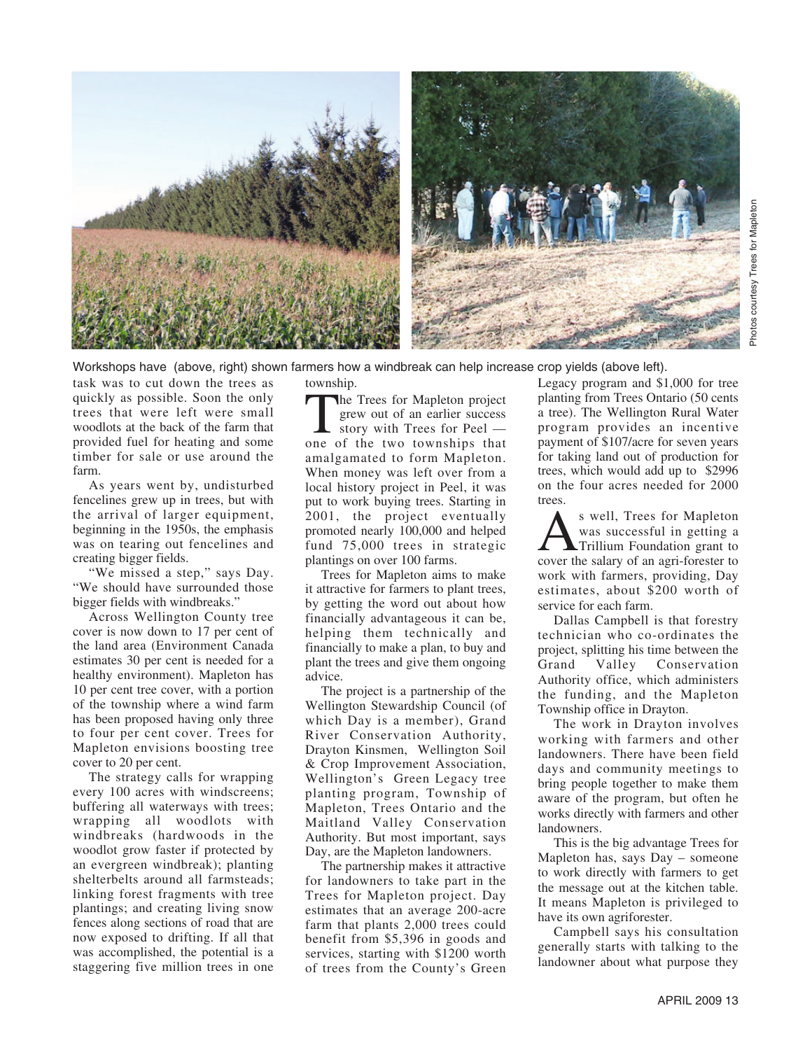Workshops have (above, right) shown farmers how a windbreak can help increase crop yields (above left).

Photos courtesy Trees for Mapleton

task was to cut down the trees as quickly as possible. Soon the only trees that were left were small woodlots at the back of the farm that provided fuel for heating and some timber for sale or use around the farm.

As years went by, undisturbed fencelines grew up in trees, but with the arrival of larger equipment, beginning in the 1950s, the emphasis was on tearing out fencelines and creating bigger fields.

"We missed a step," says Day. "We should have surrounded those bigger fields with windbreaks."

Across Wellington County tree cover is now down to 17 per cent of the land area (Environment Canada estimates 30 per cent is needed for a healthy environment). Mapleton has 10 per cent tree cover, with a portion of the township where a wind farm has been proposed having only three to four per cent cover. Trees for Mapleton envisions boosting tree cover to 20 per cent.

The strategy calls for wrapping every 100 acres with windscreens; buffering all waterways with trees; wrapping all woodlots with windbreaks (hardwoods in the woodlot grow faster if protected by an evergreen windbreak); planting shelterbelts around all farmsteads; linking forest fragments with tree plantings; and creating living snow fences along sections of road that are now exposed to drifting. If all that was accomplished, the potential is a staggering five million trees in one township.

The Trees for Mapleton project grew out of an earlier success story with Trees for Peel — one of the two townships that amalgamated to form Mapleton. When money was left over from a local history project in Peel, it was put to work buying trees. Starting in 2001, the project eventually promoted nearly 100,000 and helped fund 75,000 trees in strategic plantings on over 100 farms.

Trees for Mapleton aims to make it attractive for farmers to plant trees, by getting the word out about how financially advantageous it can be, helping them technically and financially to make a plan, to buy and plant the trees and give them ongoing advice.

The project is a partnership of the Wellington Stewardship Council (of which Day is a member), Grand River Conservation Authority, Drayton Kinsmen, Wellington Soil & Crop Improvement Association, Wellington's Green Legacy tree planting program, Township of Mapleton, Trees Ontario and the Maitland Valley Conservation Authority. But most important, says Day, are the Mapleton landowners.

The partnership makes it attractive for landowners to take part in the Trees for Mapleton project. Day estimates that an average 200-acre farm that plants 2,000 trees could benefit from $5,396 in goods and services, starting with $1200 worth of trees from the County's Green Legacy program and $1,000 for tree planting from Trees Ontario (50 cents a tree). The Wellington Rural Water program provides an incentive payment of $107/acre for seven years for taking land out of production for trees, which would add up to $2996 on the four acres needed for 2000 trees.

As well, Trees for Mapleton was successful in getting a Trillium Foundation grant to cover the salary of an agri-forester to work with farmers, providing, Day estimates, about $200 worth of service for each farm.

Dallas Campbell is that forestry technician who co-ordinates the project, splitting his time between the Grand Valley Conservation Authority office, which administers the funding, and the Mapleton Township office in Drayton.

The work in Drayton involves working with farmers and other landowners. There have been field days and community meetings to bring people together to make them aware of the program, but often he works directly with farmers and other landowners.

This is the big advantage Trees for Mapleton has, says Day – someone to work directly with farmers to get the message out at the kitchen table. It means Mapleton is privileged to have its own agriforester.

Campbell says his consultation generally starts with talking to the landowner about what purpose they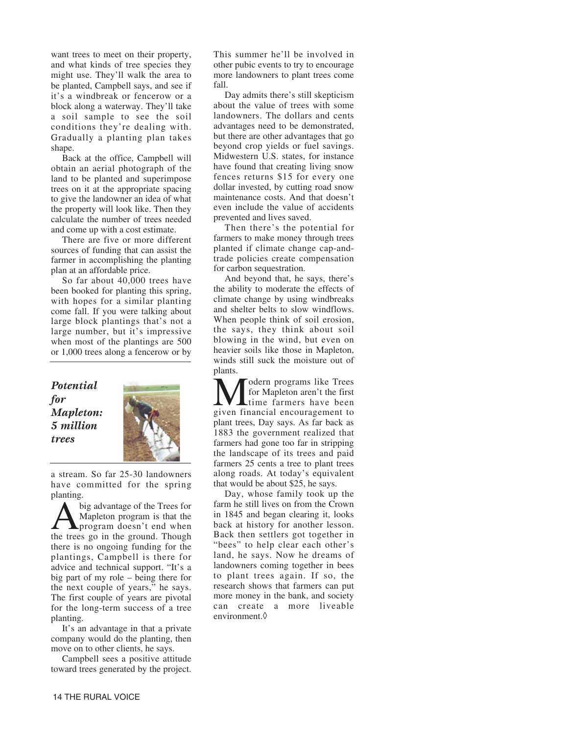want trees to meet on their property, and what kinds of tree species they might use. They'll walk the area to be planted, Campbell says, and see if it's a windbreak or fencerow or a block along a waterway. They'll take a soil sample to see the soil conditions they're dealing with. Gradually a planting plan takes shape.

Back at the office, Campbell will obtain an aerial photograph of the land to be planted and superimpose trees on it at the appropriate spacing to give the landowner an idea of what the property will look like. Then they calculate the number of trees needed and come up with a cost estimate.

There are five or more different sources of funding that can assist the farmer in accomplishing the planting plan at an affordable price.

So far about 40,000 trees have been booked for planting this spring, with hopes for a similar planting come fall. If you were talking about large block plantings that's not a large number, but it's impressive when most of the plantings are 500 or 1,000 trees along a fencerow or by a stream. So far 25-30 landowners have committed for the spring planting.

***Potential for Mapleton: 5 million trees***

A big advantage of the Trees for Mapleton program is that the program doesn't end when the trees go in the ground. Though there is no ongoing funding for the plantings, Campbell is there for advice and technical support. "It's a big part of my role – being there for the next couple of years," he says. The first couple of years are pivotal for the long-term success of a tree planting.

It's an advantage in that a private company would do the planting, then move on to other clients, he says.

Campbell sees a positive attitude toward trees generated by the project. This summer he'll be involved in other pubic events to try to encourage more landowners to plant trees come fall.

Day admits there's still skepticism about the value of trees with some landowners. The dollars and cents advantages need to be demonstrated, but there are other advantages that go beyond crop yields or fuel savings. Midwestern U.S. states, for instance have found that creating living snow fences returns $15 for every one dollar invested, by cutting road snow maintenance costs. And that doesn't even include the value of accidents prevented and lives saved.

Then there's the potential for farmers to make money through trees planted if climate change cap-and-trade policies create compensation for carbon sequestration.

And beyond that, he says, there's the ability to moderate the effects of climate change by using windbreaks and shelter belts to slow windflows. When people think of soil erosion, the says, they think about soil blowing in the wind, but even on heavier soils like those in Mapleton, winds still suck the moisture out of plants.

Modern programs like Trees for Mapleton aren't the first time farmers have been given financial encouragement to plant trees, Day says. As far back as 1883 the government realized that farmers had gone too far in stripping the landscape of its trees and paid farmers 25 cents a tree to plant trees along roads. At today's equivalent that would be about $25, he says.

Day, whose family took up the farm he still lives on from the Crown in 1845 and began clearing it, looks back at history for another lesson. Back then settlers got together in "bees" to help clear each other's land, he says. Now he dreams of landowners coming together in bees to plant trees again. If so, the research shows that farmers can put more money in the bank, and society can create a more liveable environment.◊